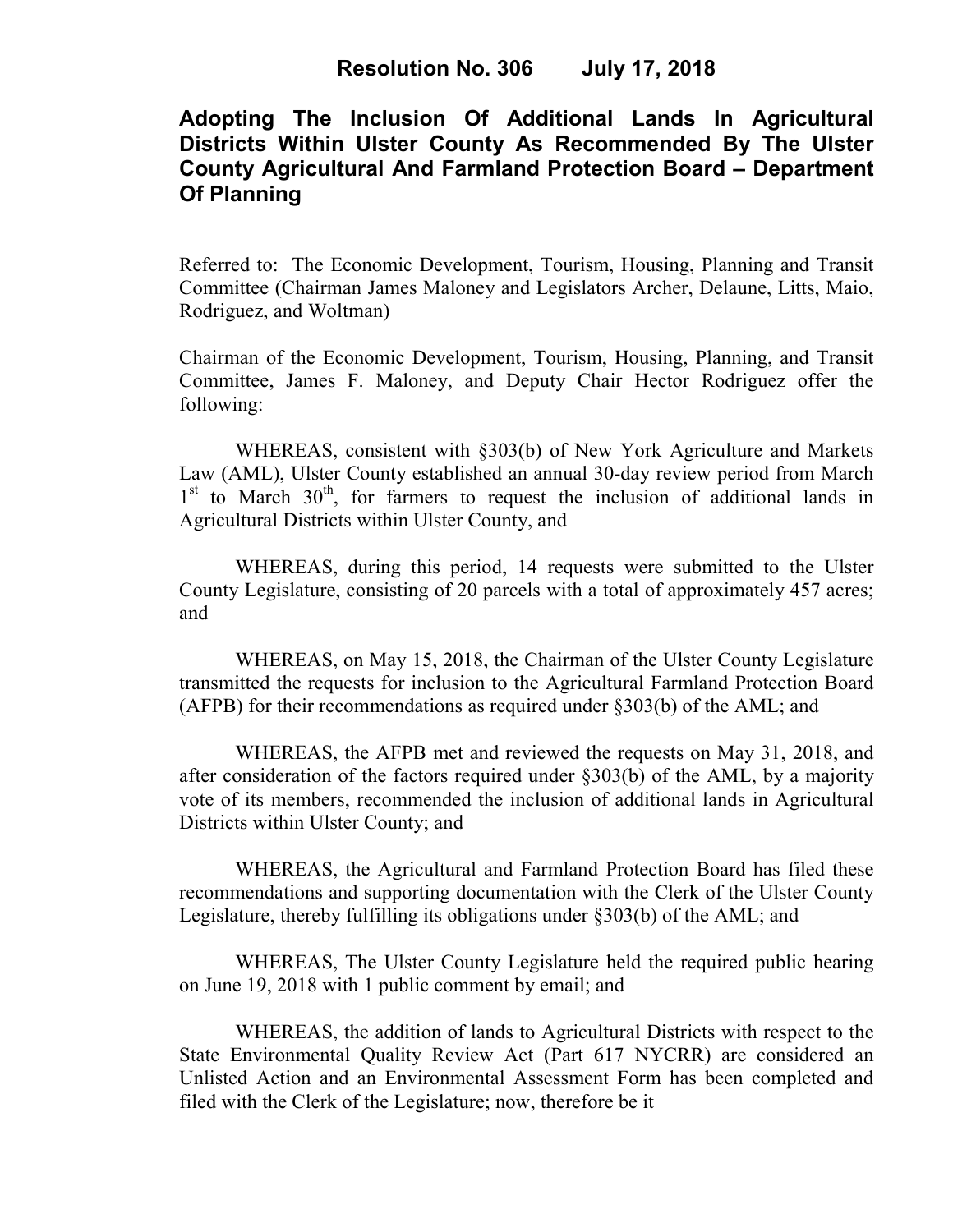# Resolution No. 306 July 17, 2018

## Adopting The Inclusion Of Additional Lands In Agricultural Districts Within Ulster County As Recommended By The Ulster County Agricultural And Farmland Protection Board – Department Of Planning

Referred to: The Economic Development, Tourism, Housing, Planning and Transit Committee (Chairman James Maloney and Legislators Archer, Delaune, Litts, Maio, Rodriguez, and Woltman)

Chairman of the Economic Development, Tourism, Housing, Planning, and Transit Committee, James F. Maloney, and Deputy Chair Hector Rodriguez offer the following:

WHEREAS, consistent with §303(b) of New York Agriculture and Markets Law (AML), Ulster County established an annual 30-day review period from March 1st to March 30th, for farmers to request the inclusion of additional lands in Agricultural Districts within Ulster County, and

WHEREAS, during this period, 14 requests were submitted to the Ulster County Legislature, consisting of 20 parcels with a total of approximately 457 acres; and

WHEREAS, on May 15, 2018, the Chairman of the Ulster County Legislature transmitted the requests for inclusion to the Agricultural Farmland Protection Board (AFPB) for their recommendations as required under §303(b) of the AML; and

WHEREAS, the AFPB met and reviewed the requests on May 31, 2018, and after consideration of the factors required under §303(b) of the AML, by a majority vote of its members, recommended the inclusion of additional lands in Agricultural Districts within Ulster County; and

WHEREAS, the Agricultural and Farmland Protection Board has filed these recommendations and supporting documentation with the Clerk of the Ulster County Legislature, thereby fulfilling its obligations under §303(b) of the AML; and

WHEREAS, The Ulster County Legislature held the required public hearing on June 19, 2018 with 1 public comment by email; and

WHEREAS, the addition of lands to Agricultural Districts with respect to the State Environmental Quality Review Act (Part 617 NYCRR) are considered an Unlisted Action and an Environmental Assessment Form has been completed and filed with the Clerk of the Legislature; now, therefore be it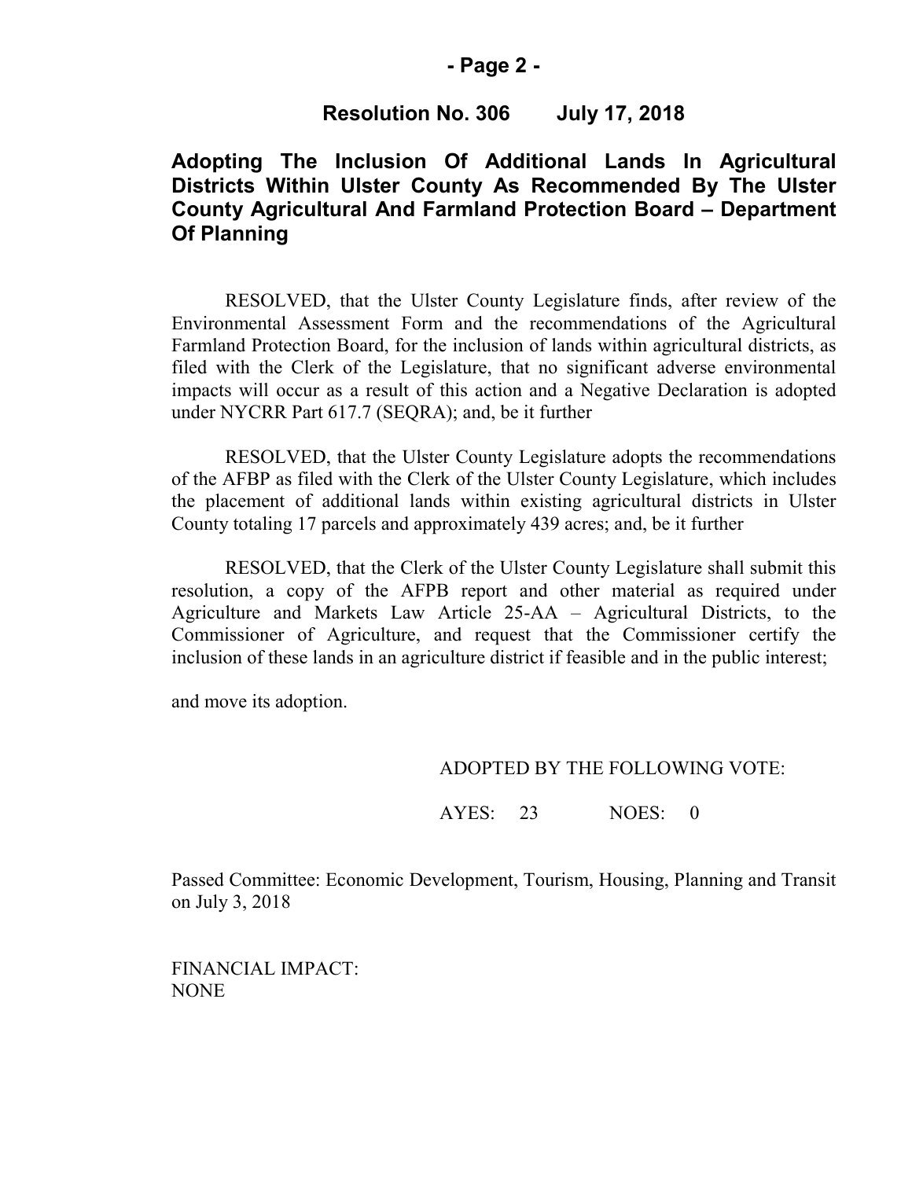## Resolution No. 306 July 17, 2018

## Adopting The Inclusion Of Additional Lands In Agricultural Districts Within Ulster County As Recommended By The Ulster County Agricultural And Farmland Protection Board – Department Of Planning

RESOLVED, that the Ulster County Legislature finds, after review of the Environmental Assessment Form and the recommendations of the Agricultural Farmland Protection Board, for the inclusion of lands within agricultural districts, as filed with the Clerk of the Legislature, that no significant adverse environmental impacts will occur as a result of this action and a Negative Declaration is adopted under NYCRR Part 617.7 (SEQRA); and, be it further

RESOLVED, that the Ulster County Legislature adopts the recommendations of the AFBP as filed with the Clerk of the Ulster County Legislature, which includes the placement of additional lands within existing agricultural districts in Ulster County totaling 17 parcels and approximately 439 acres; and, be it further

RESOLVED, that the Clerk of the Ulster County Legislature shall submit this resolution, a copy of the AFPB report and other material as required under Agriculture and Markets Law Article 25-AA – Agricultural Districts, to the Commissioner of Agriculture, and request that the Commissioner certify the inclusion of these lands in an agriculture district if feasible and in the public interest;

and move its adoption.

ADOPTED BY THE FOLLOWING VOTE:

AYES: 23 NOES: 0

Passed Committee: Economic Development, Tourism, Housing, Planning and Transit on July 3, 2018

FINANCIAL IMPACT:
NONE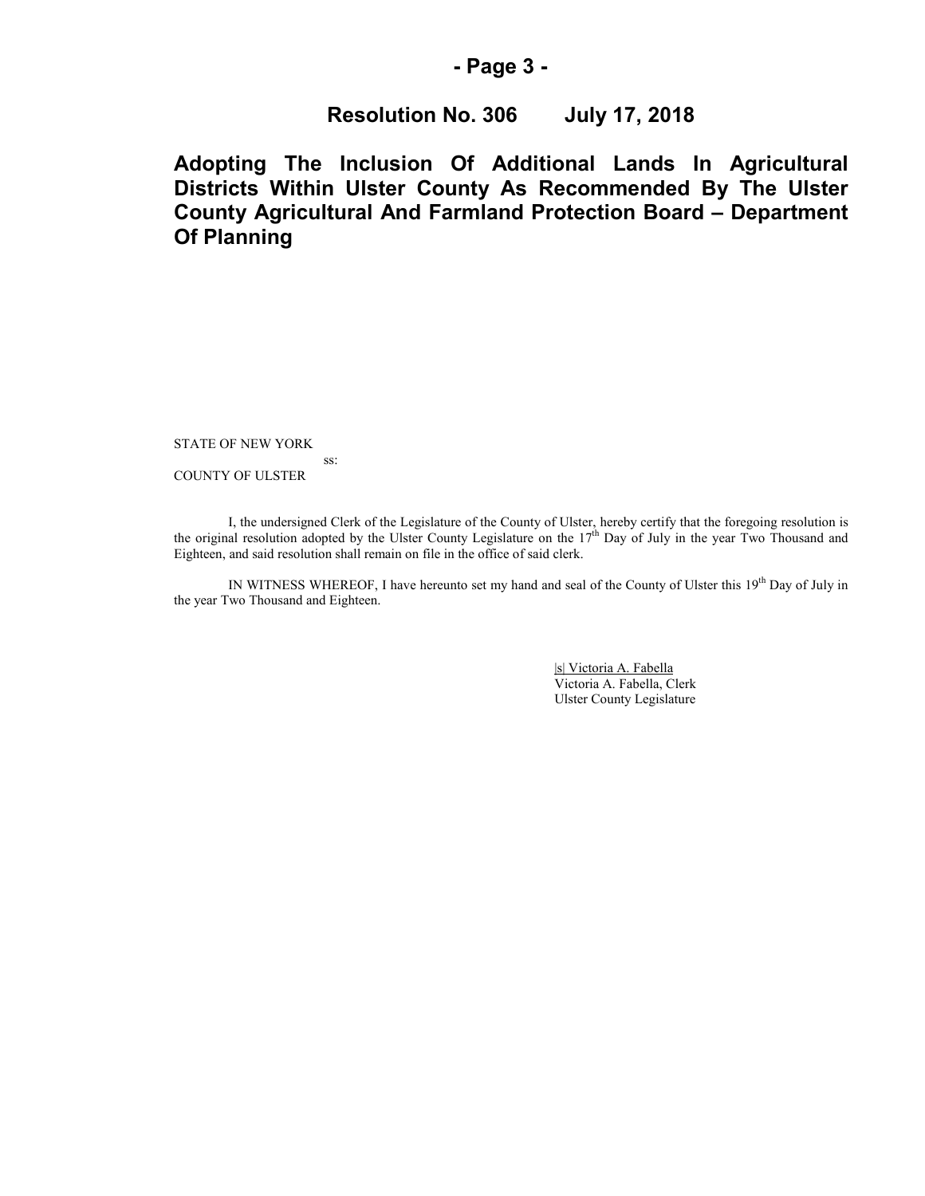## Resolution No. 306 July 17, 2018

## Adopting The Inclusion Of Additional Lands In Agricultural Districts Within Ulster County As Recommended By The Ulster County Agricultural And Farmland Protection Board – Department Of Planning

STATE OF NEW YORK
ss:
COUNTY OF ULSTER

I, the undersigned Clerk of the Legislature of the County of Ulster, hereby certify that the foregoing resolution is the original resolution adopted by the Ulster County Legislature on the 17th Day of July in the year Two Thousand and Eighteen, and said resolution shall remain on file in the office of said clerk.

IN WITNESS WHEREOF, I have hereunto set my hand and seal of the County of Ulster this 19th Day of July in the year Two Thousand and Eighteen.

|s| Victoria A. Fabella
Victoria A. Fabella, Clerk
Ulster County Legislature